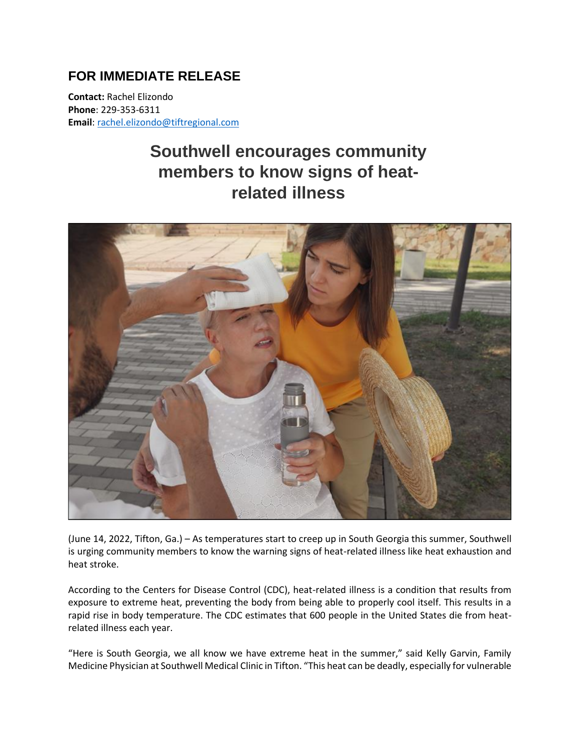## FOR IMMEDIATE RELEASE

**Contact:** Rachel Elizondo
**Phone**: 229-353-6311
**Email**: rachel.elizondo@tiftregional.com

# Southwell encourages community members to know signs of heat-related illness

(June 14, 2022, Tifton, Ga.) – As temperatures start to creep up in South Georgia this summer, Southwell is urging community members to know the warning signs of heat-related illness like heat exhaustion and heat stroke.

According to the Centers for Disease Control (CDC), heat-related illness is a condition that results from exposure to extreme heat, preventing the body from being able to properly cool itself. This results in a rapid rise in body temperature. The CDC estimates that 600 people in the United States die from heat-related illness each year.

"Here is South Georgia, we all know we have extreme heat in the summer," said Kelly Garvin, Family Medicine Physician at Southwell Medical Clinic in Tifton. "This heat can be deadly, especially for vulnerable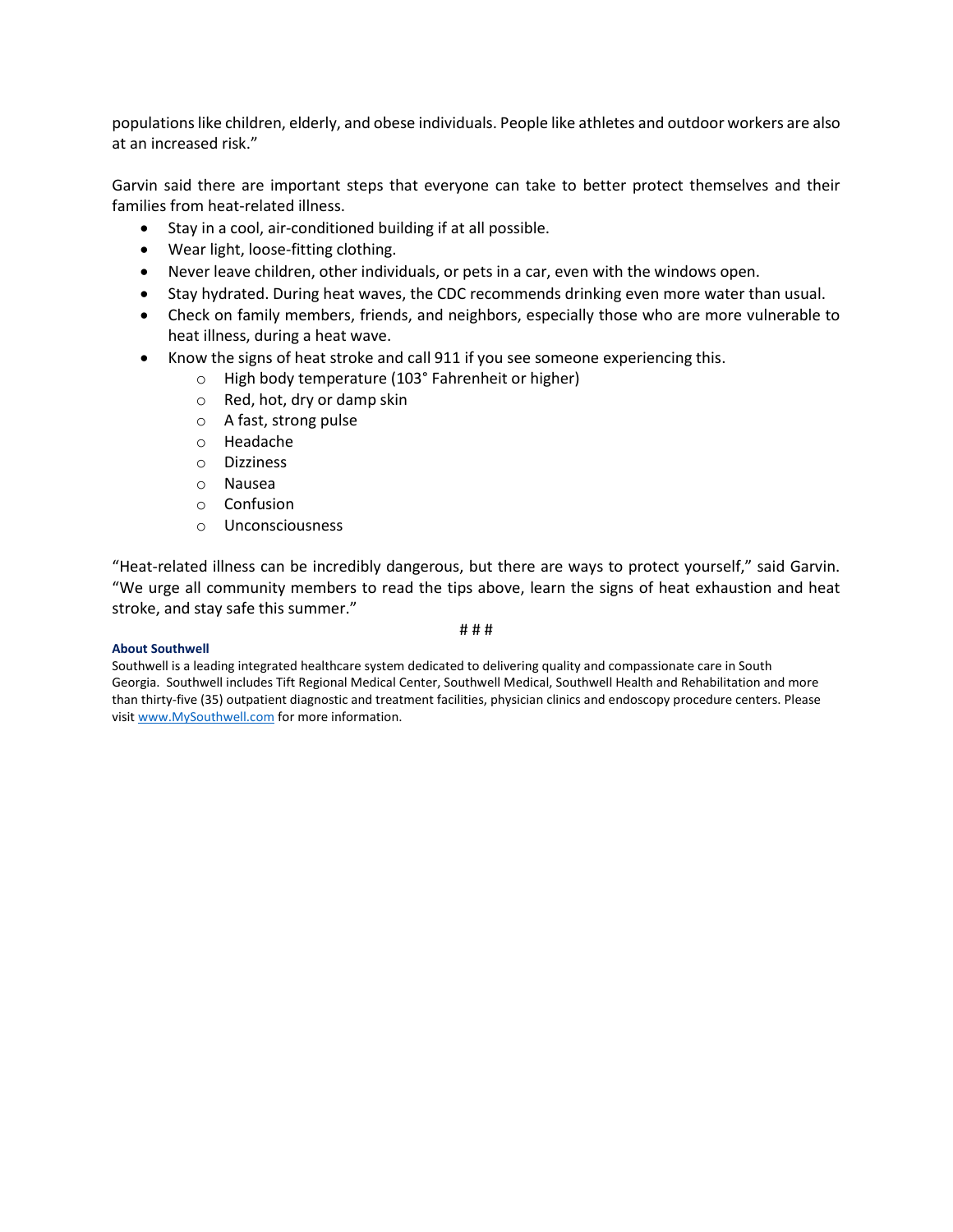populations like children, elderly, and obese individuals. People like athletes and outdoor workers are also at an increased risk."

Garvin said there are important steps that everyone can take to better protect themselves and their families from heat-related illness.

- Stay in a cool, air-conditioned building if at all possible.
- Wear light, loose-fitting clothing.
- Never leave children, other individuals, or pets in a car, even with the windows open.
- Stay hydrated. During heat waves, the CDC recommends drinking even more water than usual.
- Check on family members, friends, and neighbors, especially those who are more vulnerable to heat illness, during a heat wave.
- Know the signs of heat stroke and call 911 if you see someone experiencing this.
  - High body temperature (103° Fahrenheit or higher)
  - Red, hot, dry or damp skin
  - A fast, strong pulse
  - Headache
  - Dizziness
  - Nausea
  - Confusion
  - Unconsciousness

"Heat-related illness can be incredibly dangerous, but there are ways to protect yourself," said Garvin. "We urge all community members to read the tips above, learn the signs of heat exhaustion and heat stroke, and stay safe this summer."

# # #

**About Southwell**

Southwell is a leading integrated healthcare system dedicated to delivering quality and compassionate care in South Georgia. Southwell includes Tift Regional Medical Center, Southwell Medical, Southwell Health and Rehabilitation and more than thirty-five (35) outpatient diagnostic and treatment facilities, physician clinics and endoscopy procedure centers. Please visit www.MySouthwell.com for more information.